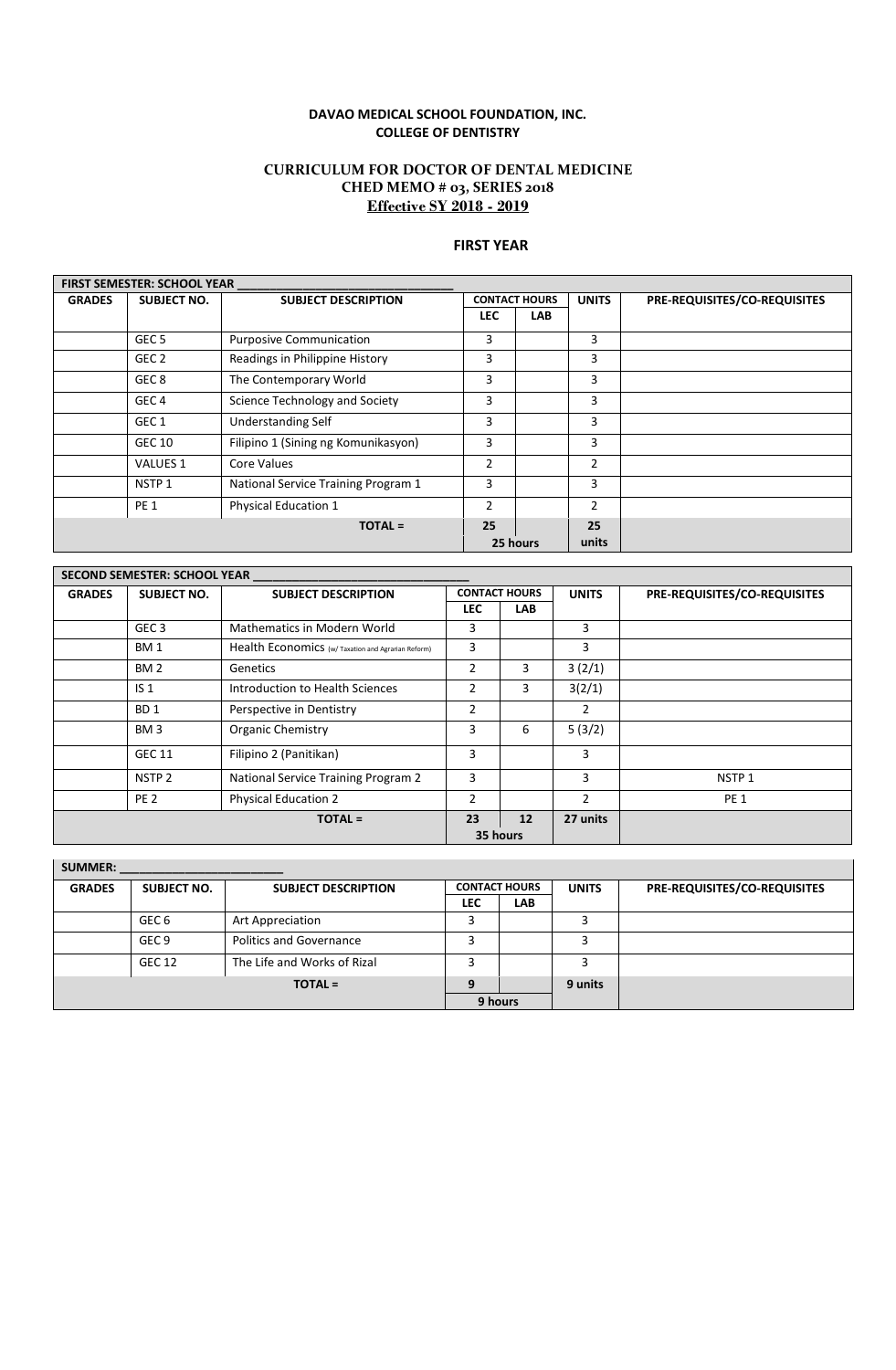**DAVAO MEDICAL SCHOOL FOUNDATION, INC.**
**COLLEGE OF DENTISTRY**

**CURRICULUM FOR DOCTOR OF DENTAL MEDICINE**
**CHED MEMO # 03, SERIES 2018**
**Effective SY 2018 - 2019**

## FIRST YEAR

| FIRST SEMESTER: SCHOOL YEAR ________________________________ | | | | | | |
|---|---|---|---|---|---|---|
| **GRADES** | **SUBJECT NO.** | **SUBJECT DESCRIPTION** | **CONTACT HOURS** | | **UNITS** | **PRE-REQUISITES/CO-REQUISITES** |
| | | | **LEC** | **LAB** | | |
| | GEC 5 | Purposive Communication | 3 | | 3 | |
| | GEC 2 | Readings in Philippine History | 3 | | 3 | |
| | GEC 8 | The Contemporary World | 3 | | 3 | |
| | GEC 4 | Science Technology and Society | 3 | | 3 | |
| | GEC 1 | Understanding Self | 3 | | 3 | |
| | GEC 10 | Filipino 1 (Sining ng Komunikasyon) | 3 | | 3 | |
| | VALUES 1 | Core Values | 2 | | 2 | |
| | NSTP 1 | National Service Training Program 1 | 3 | | 3 | |
| | PE 1 | Physical Education 1 | 2 | | 2 | |
| | | **TOTAL =** | **25** | | **25 units** | |
| | | | **25 hours** | | | |

| SECOND SEMESTER: SCHOOL YEAR ________________________________ | | | | | | |
|---|---|---|---|---|---|---|
| **GRADES** | **SUBJECT NO.** | **SUBJECT DESCRIPTION** | **CONTACT HOURS** | | **UNITS** | **PRE-REQUISITES/CO-REQUISITES** |
| | | | **LEC** | **LAB** | | |
| | GEC 3 | Mathematics in Modern World | 3 | | 3 | |
| | BM 1 | Health Economics (w/ Taxation and Agrarian Reform) | 3 | | 3 | |
| | BM 2 | Genetics | 2 | 3 | 3 (2/1) | |
| | IS 1 | Introduction to Health Sciences | 2 | 3 | 3(2/1) | |
| | BD 1 | Perspective in Dentistry | 2 | | 2 | |
| | BM 3 | Organic Chemistry | 3 | 6 | 5 (3/2) | |
| | GEC 11 | Filipino 2 (Panitikan) | 3 | | 3 | |
| | NSTP 2 | National Service Training Program 2 | 3 | | 3 | NSTP 1 |
| | PE 2 | Physical Education 2 | 2 | | 2 | PE 1 |
| | | **TOTAL =** | **23** | **12** | **27 units** | |
| | | | **35 hours** | | | |

| SUMMER: ________________________ | | | | | | |
|---|---|---|---|---|---|---|
| **GRADES** | **SUBJECT NO.** | **SUBJECT DESCRIPTION** | **CONTACT HOURS** | | **UNITS** | **PRE-REQUISITES/CO-REQUISITES** |
| | | | **LEC** | **LAB** | | |
| | GEC 6 | Art Appreciation | 3 | | 3 | |
| | GEC 9 | Politics and Governance | 3 | | 3 | |
| | GEC 12 | The Life and Works of Rizal | 3 | | 3 | |
| | | **TOTAL =** | **9** | | **9 units** | |
| | | | **9 hours** | | | |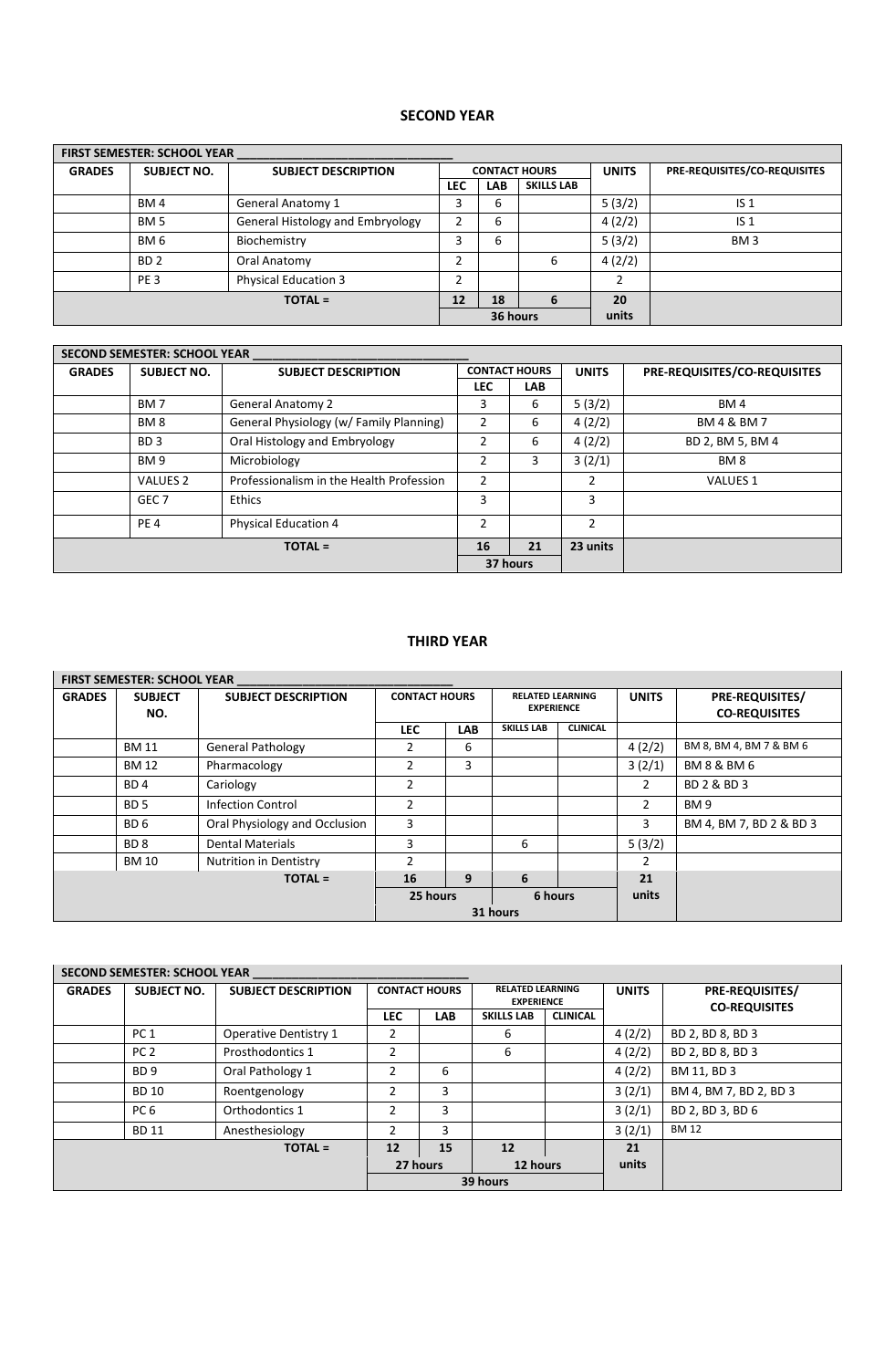## SECOND YEAR

| FIRST SEMESTER: SCHOOL YEAR ________________ | | | | | | | |
|---|---|---|---|---|---|---|---|
| GRADES | SUBJECT NO. | SUBJECT DESCRIPTION | CONTACT HOURS | | | UNITS | PRE-REQUISITES/CO-REQUISITES |
| | | | LEC | LAB | SKILLS LAB | | |
| | BM 4 | General Anatomy 1 | 3 | 6 | | 5 (3/2) | IS 1 |
| | BM 5 | General Histology and Embryology | 2 | 6 | | 4 (2/2) | IS 1 |
| | BM 6 | Biochemistry | 3 | 6 | | 5 (3/2) | BM 3 |
| | BD 2 | Oral Anatomy | 2 | | 6 | 4 (2/2) | |
| | PE 3 | Physical Education 3 | 2 | | | 2 | |
| TOTAL = | | | 12 | 18 | 6 | 20 units | |
| | | | 36 hours | | | | |

| SECOND SEMESTER: SCHOOL YEAR ________________ | | | | | | |
|---|---|---|---|---|---|---|
| GRADES | SUBJECT NO. | SUBJECT DESCRIPTION | CONTACT HOURS | | UNITS | PRE-REQUISITES/CO-REQUISITES |
| | | | LEC | LAB | | |
| | BM 7 | General Anatomy 2 | 3 | 6 | 5 (3/2) | BM 4 |
| | BM 8 | General Physiology (w/ Family Planning) | 2 | 6 | 4 (2/2) | BM 4 & BM 7 |
| | BD 3 | Oral Histology and Embryology | 2 | 6 | 4 (2/2) | BD 2, BM 5, BM 4 |
| | BM 9 | Microbiology | 2 | 3 | 3 (2/1) | BM 8 |
| | VALUES 2 | Professionalism in the Health Profession | 2 | | 2 | VALUES 1 |
| | GEC 7 | Ethics | 3 | | 3 | |
| | PE 4 | Physical Education 4 | 2 | | 2 | |
| TOTAL = | | | 16 | 21 | 23 units | |
| | | | 37 hours | | | |

## THIRD YEAR

| FIRST SEMESTER: SCHOOL YEAR ________________ | | | | | | | | |
|---|---|---|---|---|---|---|---|---|
| GRADES | SUBJECT NO. | SUBJECT DESCRIPTION | CONTACT HOURS | | RELATED LEARNING EXPERIENCE | | UNITS | PRE-REQUISITES/ CO-REQUISITES |
| | | | LEC | LAB | SKILLS LAB | CLINICAL | | |
| | BM 11 | General Pathology | 2 | 6 | | | 4 (2/2) | BM 8, BM 4, BM 7 & BM 6 |
| | BM 12 | Pharmacology | 2 | 3 | | | 3 (2/1) | BM 8 & BM 6 |
| | BD 4 | Cariology | 2 | | | | 2 | BD 2 & BD 3 |
| | BD 5 | Infection Control | 2 | | | | 2 | BM 9 |
| | BD 6 | Oral Physiology and Occlusion | 3 | | | | 3 | BM 4, BM 7, BD 2 & BD 3 |
| | BD 8 | Dental Materials | 3 | | 6 | | 5 (3/2) | |
| | BM 10 | Nutrition in Dentistry | 2 | | | | 2 | |
| TOTAL = | | | 16 | 9 | 6 | | 21 units | |
| | | | 25 hours | | 6 hours | | | |
| | | | 31 hours | | | | | |

| SECOND SEMESTER: SCHOOL YEAR ________________ | | | | | | | | |
|---|---|---|---|---|---|---|---|---|
| GRADES | SUBJECT NO. | SUBJECT DESCRIPTION | CONTACT HOURS | | RELATED LEARNING EXPERIENCE | | UNITS | PRE-REQUISITES/ CO-REQUISITES |
| | | | LEC | LAB | SKILLS LAB | CLINICAL | | |
| | PC 1 | Operative Dentistry 1 | 2 | | 6 | | 4 (2/2) | BD 2, BD 8, BD 3 |
| | PC 2 | Prosthodontics 1 | 2 | | 6 | | 4 (2/2) | BD 2, BD 8, BD 3 |
| | BD 9 | Oral Pathology 1 | 2 | 6 | | | 4 (2/2) | BM 11, BD 3 |
| | BD 10 | Roentgenology | 2 | 3 | | | 3 (2/1) | BM 4, BM 7, BD 2, BD 3 |
| | PC 6 | Orthodontics 1 | 2 | 3 | | | 3 (2/1) | BD 2, BD 3, BD 6 |
| | BD 11 | Anesthesiology | 2 | 3 | | | 3 (2/1) | BM 12 |
| TOTAL = | | | 12 | 15 | 12 | | 21 units | |
| | | | 27 hours | | 12 hours | | | |
| | | | 39 hours | | | | | |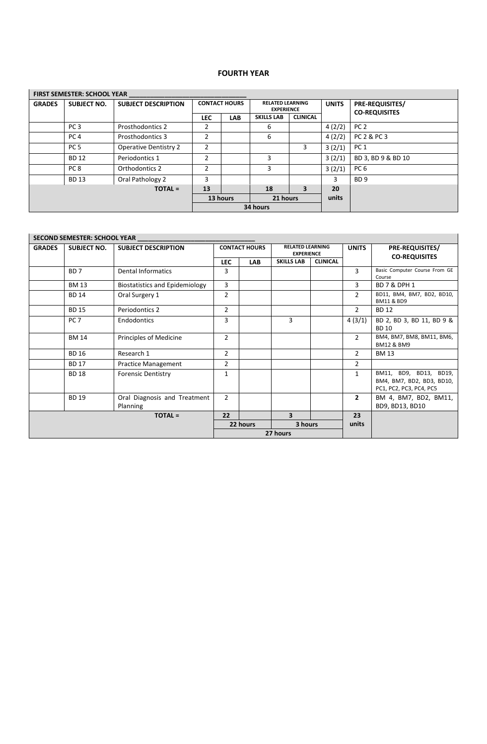# FOURTH YEAR

| FIRST SEMESTER: SCHOOL YEAR ______________________________ | | | | | | | | |
|---|---|---|---|---|---|---|---|---|
| GRADES | SUBJECT NO. | SUBJECT DESCRIPTION | CONTACT HOURS | | RELATED LEARNING EXPERIENCE | | UNITS | PRE-REQUISITES/ CO-REQUISITES |
| | | | LEC | LAB | SKILLS LAB | CLINICAL | | |
| | PC 3 | Prosthodontics 2 | 2 | | 6 | | 4 (2/2) | PC 2 |
| | PC 4 | Prosthodontics 3 | 2 | | 6 | | 4 (2/2) | PC 2 & PC 3 |
| | PC 5 | Operative Dentistry 2 | 2 | | | 3 | 3 (2/1) | PC 1 |
| | BD 12 | Periodontics 1 | 2 | | 3 | | 3 (2/1) | BD 3, BD 9 & BD 10 |
| | PC 8 | Orthodontics 2 | 2 | | 3 | | 3 (2/1) | PC 6 |
| | BD 13 | Oral Pathology 2 | 3 | | | | 3 | BD 9 |
| | | TOTAL = | 13 | | 18 | 3 | 20 units | |
| | | | 13 hours | | 21 hours | | | |
| | | | 34 hours | | | | | |

| SECOND SEMESTER: SCHOOL YEAR ______________________________ | | | | | | | | |
|---|---|---|---|---|---|---|---|---|
| GRADES | SUBJECT NO. | SUBJECT DESCRIPTION | CONTACT HOURS | | RELATED LEARNING EXPERIENCE | | UNITS | PRE-REQUISITES/ CO-REQUISITES |
| | | | LEC | LAB | SKILLS LAB | CLINICAL | | |
| | BD 7 | Dental Informatics | 3 | | | | 3 | Basic Computer Course From GE Course |
| | BM 13 | Biostatistics and Epidemiology | 3 | | | | 3 | BD 7 & DPH 1 |
| | BD 14 | Oral Surgery 1 | 2 | | | | 2 | BD11, BM4, BM7, BD2, BD10, BM11 & BD9 |
| | BD 15 | Periodontics 2 | 2 | | | | 2 | BD 12 |
| | PC 7 | Endodontics | 3 | | 3 | | 4 (3/1) | BD 2, BD 3, BD 11, BD 9 & BD 10 |
| | BM 14 | Principles of Medicine | 2 | | | | 2 | BM4, BM7, BM8, BM11, BM6, BM12 & BM9 |
| | BD 16 | Research 1 | 2 | | | | 2 | BM 13 |
| | BD 17 | Practice Management | 2 | | | | 2 | |
| | BD 18 | Forensic Dentistry | 1 | | | | 1 | BM11, BD9, BD13, BD19, BM4, BM7, BD2, BD3, BD10, PC1, PC2, PC3, PC4, PC5 |
| | BD 19 | Oral Diagnosis and Treatment Planning | 2 | | | | **2** | BM 4, BM7, BD2, BM11, BD9, BD13, BD10 |
| | | TOTAL = | 22 | | 3 | | 23 units | |
| | | | 22 hours | | 3 hours | | | |
| | | | 27 hours | | | | | |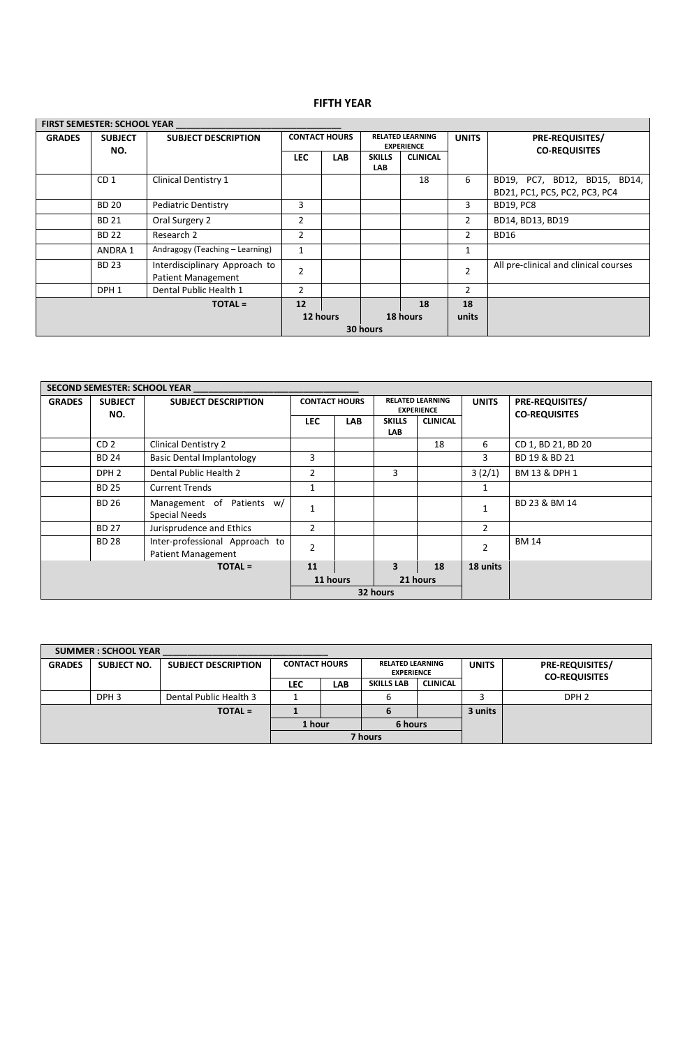# FIFTH YEAR

| FIRST SEMESTER: SCHOOL YEAR ___ | | | | | | | | |
|---|---|---|---|---|---|---|---|---|
| **GRADES** | **SUBJECT NO.** | **SUBJECT DESCRIPTION** | **CONTACT HOURS** | | **RELATED LEARNING EXPERIENCE** | | **UNITS** | **PRE-REQUISITES/ CO-REQUISITES** |
| | | | **LEC** | **LAB** | **SKILLS LAB** | **CLINICAL** | | |
| | CD 1 | Clinical Dentistry 1 | | | | 18 | 6 | BD19, PC7, BD12, BD15, BD14, BD21, PC1, PC5, PC2, PC3, PC4 |
| | BD 20 | Pediatric Dentistry | 3 | | | | 3 | BD19, PC8 |
| | BD 21 | Oral Surgery 2 | 2 | | | | 2 | BD14, BD13, BD19 |
| | BD 22 | Research 2 | 2 | | | | 2 | BD16 |
| | ANDRA 1 | Andragogy (Teaching – Learning) | 1 | | | | 1 | |
| | BD 23 | Interdisciplinary Approach to Patient Management | 2 | | | | 2 | All pre-clinical and clinical courses |
| | DPH 1 | Dental Public Health 1 | 2 | | | | 2 | |
| | | **TOTAL =** | **12** | | | **18** | **18 units** | |
| | | | **12 hours** | | **18 hours** | | | |
| | | | **30 hours** | | | | | |

| SECOND SEMESTER: SCHOOL YEAR ___ | | | | | | | | |
|---|---|---|---|---|---|---|---|---|
| **GRADES** | **SUBJECT NO.** | **SUBJECT DESCRIPTION** | **CONTACT HOURS** | | **RELATED LEARNING EXPERIENCE** | | **UNITS** | **PRE-REQUISITES/ CO-REQUISITES** |
| | | | **LEC** | **LAB** | **SKILLS LAB** | **CLINICAL** | | |
| | CD 2 | Clinical Dentistry 2 | | | | 18 | 6 | CD 1, BD 21, BD 20 |
| | BD 24 | Basic Dental Implantology | 3 | | | | 3 | BD 19 & BD 21 |
| | DPH 2 | Dental Public Health 2 | 2 | | 3 | | 3 (2/1) | BM 13 & DPH 1 |
| | BD 25 | Current Trends | 1 | | | | 1 | |
| | BD 26 | Management of Patients w/ Special Needs | 1 | | | | 1 | BD 23 & BM 14 |
| | BD 27 | Jurisprudence and Ethics | 2 | | | | 2 | |
| | BD 28 | Inter-professional Approach to Patient Management | 2 | | | | 2 | BM 14 |
| | | **TOTAL =** | **11** | | **3** | **18** | **18 units** | |
| | | | **11 hours** | | **21 hours** | | | |
| | | | **32 hours** | | | | | |

| SUMMER : SCHOOL YEAR ___ | | | | | | | | |
|---|---|---|---|---|---|---|---|---|
| **GRADES** | **SUBJECT NO.** | **SUBJECT DESCRIPTION** | **CONTACT HOURS** | | **RELATED LEARNING EXPERIENCE** | | **UNITS** | **PRE-REQUISITES/ CO-REQUISITES** |
| | | | **LEC** | **LAB** | **SKILLS LAB** | **CLINICAL** | | |
| | DPH 3 | Dental Public Health 3 | 1 | | 6 | | 3 | DPH 2 |
| | | **TOTAL =** | **1** | | **6** | | **3 units** | |
| | | | **1 hour** | | **6 hours** | | | |
| | | | **7 hours** | | | | | |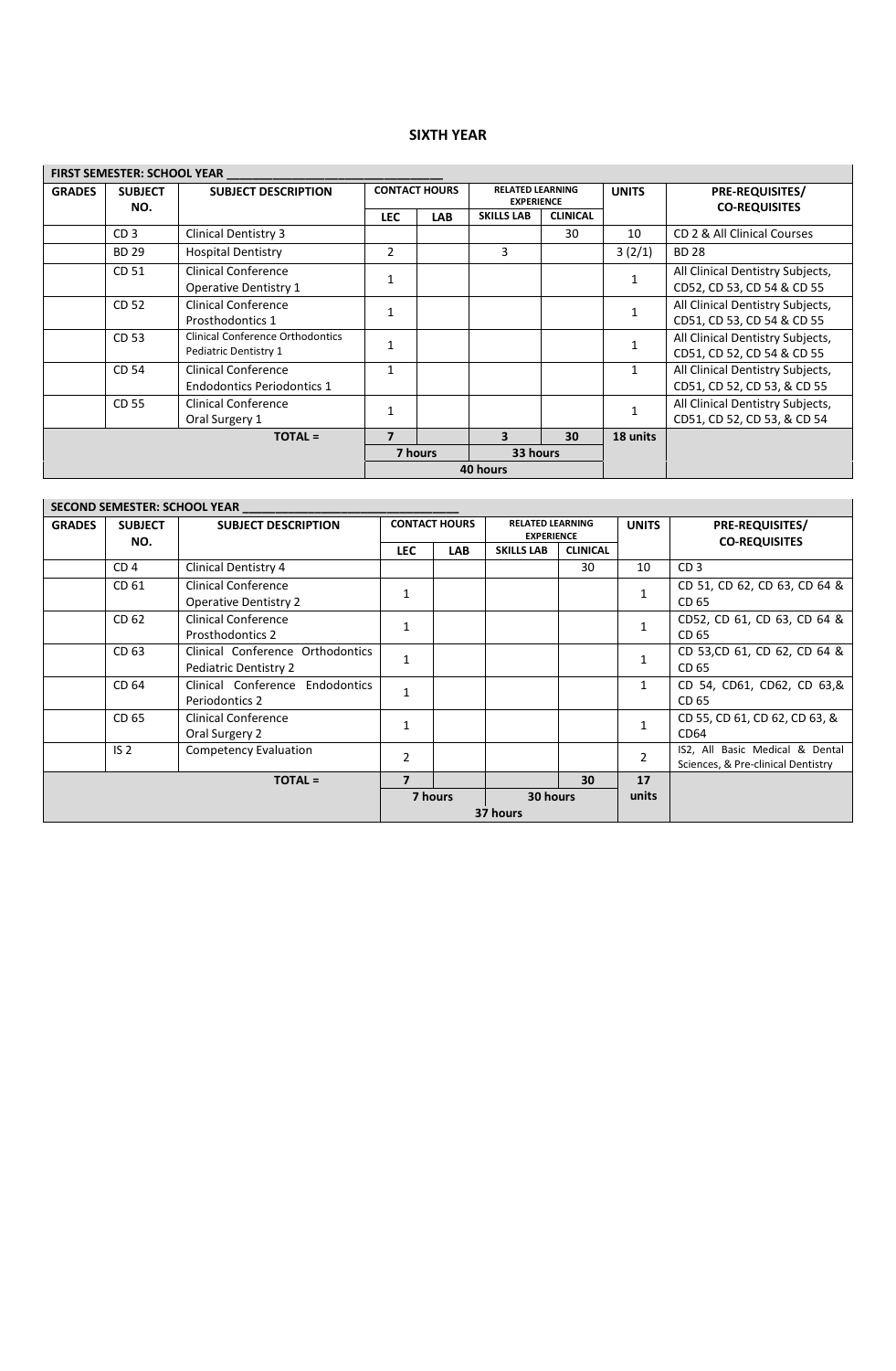# SIXTH YEAR

| FIRST SEMESTER: SCHOOL YEAR ________________________________ | | | | | | | | |
|---|---|---|---|---|---|---|---|---|
| **GRADES** | **SUBJECT NO.** | **SUBJECT DESCRIPTION** | **CONTACT HOURS** | | **RELATED LEARNING EXPERIENCE** | | **UNITS** | **PRE-REQUISITES/ CO-REQUISITES** |
| | | | **LEC** | **LAB** | **SKILLS LAB** | **CLINICAL** | | |
| | CD 3 | Clinical Dentistry 3 | | | | 30 | 10 | CD 2 & All Clinical Courses |
| | BD 29 | Hospital Dentistry | 2 | | 3 | | 3 (2/1) | BD 28 |
| | CD 51 | Clinical Conference Operative Dentistry 1 | 1 | | | | 1 | All Clinical Dentistry Subjects, CD52, CD 53, CD 54 & CD 55 |
| | CD 52 | Clinical Conference Prosthodontics 1 | 1 | | | | 1 | All Clinical Dentistry Subjects, CD51, CD 53, CD 54 & CD 55 |
| | CD 53 | Clinical Conference Orthodontics Pediatric Dentistry 1 | 1 | | | | 1 | All Clinical Dentistry Subjects, CD51, CD 52, CD 54 & CD 55 |
| | CD 54 | Clinical Conference Endodontics Periodontics 1 | 1 | | | | 1 | All Clinical Dentistry Subjects, CD51, CD 52, CD 53, & CD 55 |
| | CD 55 | Clinical Conference Oral Surgery 1 | 1 | | | | 1 | All Clinical Dentistry Subjects, CD51, CD 52, CD 53, & CD 54 |
| | | **TOTAL =** | **7** | | **3** | **30** | **18 units** | |
| | | | **7 hours** | | **33 hours** | | | |
| | | | **40 hours** | | | | | |

| SECOND SEMESTER: SCHOOL YEAR ________________________________ | | | | | | | | |
|---|---|---|---|---|---|---|---|---|
| **GRADES** | **SUBJECT NO.** | **SUBJECT DESCRIPTION** | **CONTACT HOURS** | | **RELATED LEARNING EXPERIENCE** | | **UNITS** | **PRE-REQUISITES/ CO-REQUISITES** |
| | | | **LEC** | **LAB** | **SKILLS LAB** | **CLINICAL** | | |
| | CD 4 | Clinical Dentistry 4 | | | | 30 | 10 | CD 3 |
| | CD 61 | Clinical Conference Operative Dentistry 2 | 1 | | | | 1 | CD 51, CD 62, CD 63, CD 64 & CD 65 |
| | CD 62 | Clinical Conference Prosthodontics 2 | 1 | | | | 1 | CD52, CD 61, CD 63, CD 64 & CD 65 |
| | CD 63 | Clinical Conference Orthodontics Pediatric Dentistry 2 | 1 | | | | 1 | CD 53,CD 61, CD 62, CD 64 & CD 65 |
| | CD 64 | Clinical Conference Endodontics Periodontics 2 | 1 | | | | 1 | CD 54, CD61, CD62, CD 63,& CD 65 |
| | CD 65 | Clinical Conference Oral Surgery 2 | 1 | | | | 1 | CD 55, CD 61, CD 62, CD 63, & CD64 |
| | IS 2 | Competency Evaluation | 2 | | | | 2 | IS2, All Basic Medical & Dental Sciences, & Pre-clinical Dentistry |
| | | **TOTAL =** | **7** | | | **30** | **17 units** | |
| | | | **7 hours** | | **30 hours** | | | |
| | | | **37 hours** | | | | | |